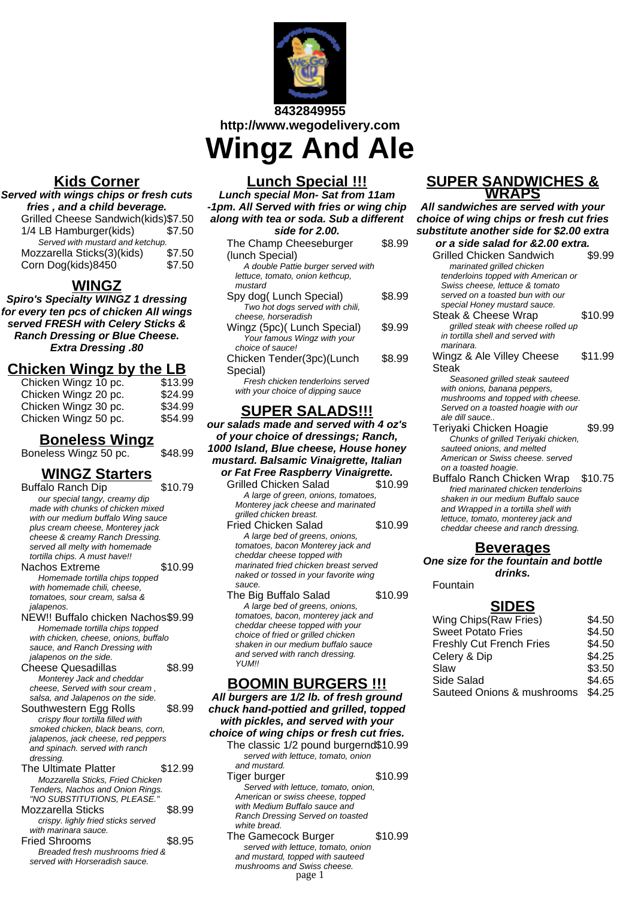8432849955

http://www.wegodelivery.com

# Wingz And Ale

## Kids Corner

***Served with wings chips or fresh cuts fries , and a child beverage.***

| Item | Price |
|---|---|
| Grilled Cheese Sandwich(kids) | $7.50 |
| 1/4 LB Hamburger(kids) | $7.50 |
| *Served with mustard and ketchup.* | |
| Mozzarella Sticks(3)(kids) | $7.50 |
| Corn Dog(kids)8450 | $7.50 |

## WINGZ

***Spiro's Specialty WINGZ 1 dressing for every ten pcs of chicken All wings served FRESH with Celery Sticks & Ranch Dressing or Blue Cheese. Extra Dressing .80***

## Chicken Wingz by the LB

| Item | Price |
|---|---|
| Chicken Wingz 10 pc. | $13.99 |
| Chicken Wingz 20 pc. | $24.99 |
| Chicken Wingz 30 pc. | $34.99 |
| Chicken Wingz 50 pc. | $54.99 |

## Boneless Wingz

| Item | Price |
|---|---|
| Boneless Wingz 50 pc. | $48.99 |

## WINGZ Starters

**Buffalo Ranch Dip** — $10.79
*our special tangy, creamy dip made with chunks of chicken mixed with our medium buffalo Wing sauce plus cream cheese, Monterey jack cheese & creamy Ranch Dressing. served all melty with homemade tortilla chips. A must have!!*

**Nachos Extreme** — $10.99
*Homemade tortilla chips topped with homemade chili, cheese, tomatoes, sour cream, salsa & jalapenos.*

**NEW!! Buffalo chicken Nachos** — $9.99
*Homemade tortilla chips topped with chicken, cheese, onions, buffalo sauce, and Ranch Dressing with jalapenos on the side.*

**Cheese Quesadillas** — $8.99
*Monterey Jack and cheddar cheese, Served with sour cream , salsa, and Jalapenos on the side.*

**Southwestern Egg Rolls** — $8.99
*crispy flour tortilla filled with smoked chicken, black beans, corn, jalapenos, jack cheese, red peppers and spinach. served with ranch dressing.*

**The Ultimate Platter** — $12.99
*Mozzarella Sticks, Fried Chicken Tenders, Nachos and Onion Rings. "NO SUBSTITUTIONS, PLEASE."*

**Mozzarella Sticks** — $8.99
*crispy. lighly fried sticks served with marinara sauce.*

**Fried Shrooms** — $8.95
*Breaded fresh mushrooms fried & served with Horseradish sauce.*

## Lunch Special !!!

***Lunch special Mon- Sat from 11am -1pm. All Served with fries or wing chip along with tea or soda. Sub a different side for 2.00.***

**The Champ Cheeseburger (lunch Special)** — $8.99
*A double Pattie burger served with lettuce, tomato, onion kethcup, mustard*

**Spy dog( Lunch Special)** — $8.99
*Two hot dogs served with chili, cheese, horseradish*

**Wingz (5pc)( Lunch Special)** — $9.99
*Your famous Wingz with your choice of sauce!*

**Chicken Tender(3pc)(Lunch Special)** — $8.99
*Fresh chicken tenderloins served with your choice of dipping sauce*

## SUPER SALADS!!!

***our salads made and served with 4 oz's of your choice of dressings; Ranch, 1000 Island, Blue cheese, House honey mustard. Balsamic Vinaigrette, Italian or Fat Free Raspberry Vinaigrette.***

**Grilled Chicken Salad** — $10.99
*A large of green, onions, tomatoes, Monterey jack cheese and marinated grilled chicken breast.*

**Fried Chicken Salad** — $10.99
*A large bed of greens, onions, tomatoes, bacon Monterey jack and cheddar cheese topped with marinated fried chicken breast served naked or tossed in your favorite wing sauce.*

**The Big Buffalo Salad** — $10.99
*A large bed of greens, onions, tomatoes, bacon, monterey jack and cheddar cheese topped with your choice of fried or grilled chicken shaken in our medium buffalo sauce and served with ranch dressing. YUM!!*

## BOOMIN BURGERS !!!

***All burgers are 1/2 lb. of fresh ground chuck hand-pottied and grilled, topped with pickles, and served with your choice of wing chips or fresh cut fries.***

**The classic 1/2 pound burgernd** — $10.99
*served with lettuce, tomato, onion and mustard.*

**Tiger burger** — $10.99
*Served with lettuce, tomato, onion, American or swiss cheese, topped with Medium Buffalo sauce and Ranch Dressing Served on toasted white bread.*

**The Gamecock Burger** — $10.99
*served with lettuce, tomato, onion and mustard, topped with sauteed mushrooms and Swiss cheese.*

## SUPER SANDWICHES & WRAPS

***All sandwiches are served with your choice of wing chips or fresh cut fries substitute another side for $2.00 extra or a side salad for &2.00 extra.***

**Grilled Chicken Sandwich** — $9.99
*marinated grilled chicken tenderloins topped with American or Swiss cheese, lettuce & tomato served on a toasted bun with our special Honey mustard sauce.*

**Steak & Cheese Wrap** — $10.99
*grilled steak with cheese rolled up in tortilla shell and served with marinara.*

**Wingz & Ale Villey Cheese Steak** — $11.99
*Seasoned grilled steak sauteed with onions, banana peppers, mushrooms and topped with cheese. Served on a toasted hoagie with our ale dill sauce..*

**Teriyaki Chicken Hoagie** — $9.99
*Chunks of grilled Teriyaki chicken, sauteed onions, and melted American or Swiss cheese. served on a toasted hoagie.*

**Buffalo Ranch Chicken Wrap** — $10.75
*fried marinated chicken tenderloins shaken in our medium Buffalo sauce and Wrapped in a tortilla shell with lettuce, tomato, monterey jack and cheddar cheese and ranch dressing.*

## Beverages

***One size for the fountain and bottle drinks.***

Fountain

## SIDES

| Item | Price |
|---|---|
| Wing Chips(Raw Fries) | $4.50 |
| Sweet Potato Fries | $4.50 |
| Freshly Cut French Fries | $4.50 |
| Celery & Dip | $4.25 |
| Slaw | $3.50 |
| Side Salad | $4.65 |
| Sauteed Onions & mushrooms | $4.25 |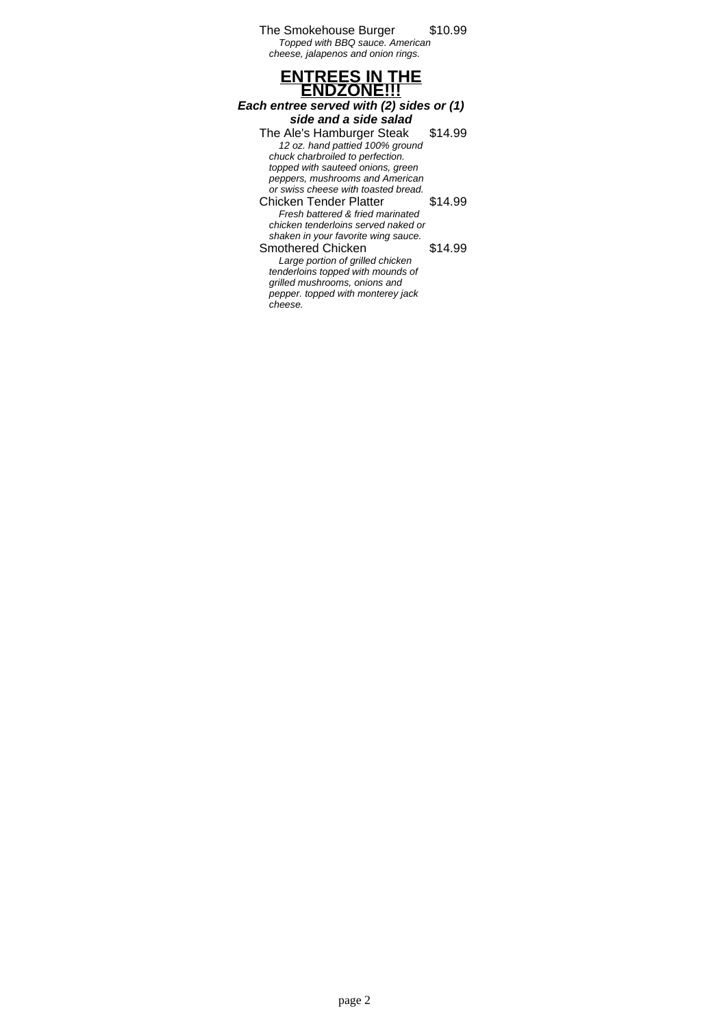The Smokehouse Burger $10.99

*Topped with BBQ sauce. American cheese, jalapenos and onion rings.*

## ENTREES IN THE ENDZONE!!!

***Each entree served with (2) sides or (1) side and a side salad***

The Ale's Hamburger Steak $14.99

*12 oz. hand pattied 100% ground chuck charbroiled to perfection. topped with sauteed onions, green peppers, mushrooms and American or swiss cheese with toasted bread.*

Chicken Tender Platter $14.99

*Fresh battered & fried marinated chicken tenderloins served naked or shaken in your favorite wing sauce.*

Smothered Chicken $14.99

*Large portion of grilled chicken tenderloins topped with mounds of grilled mushrooms, onions and pepper. topped with monterey jack cheese.*